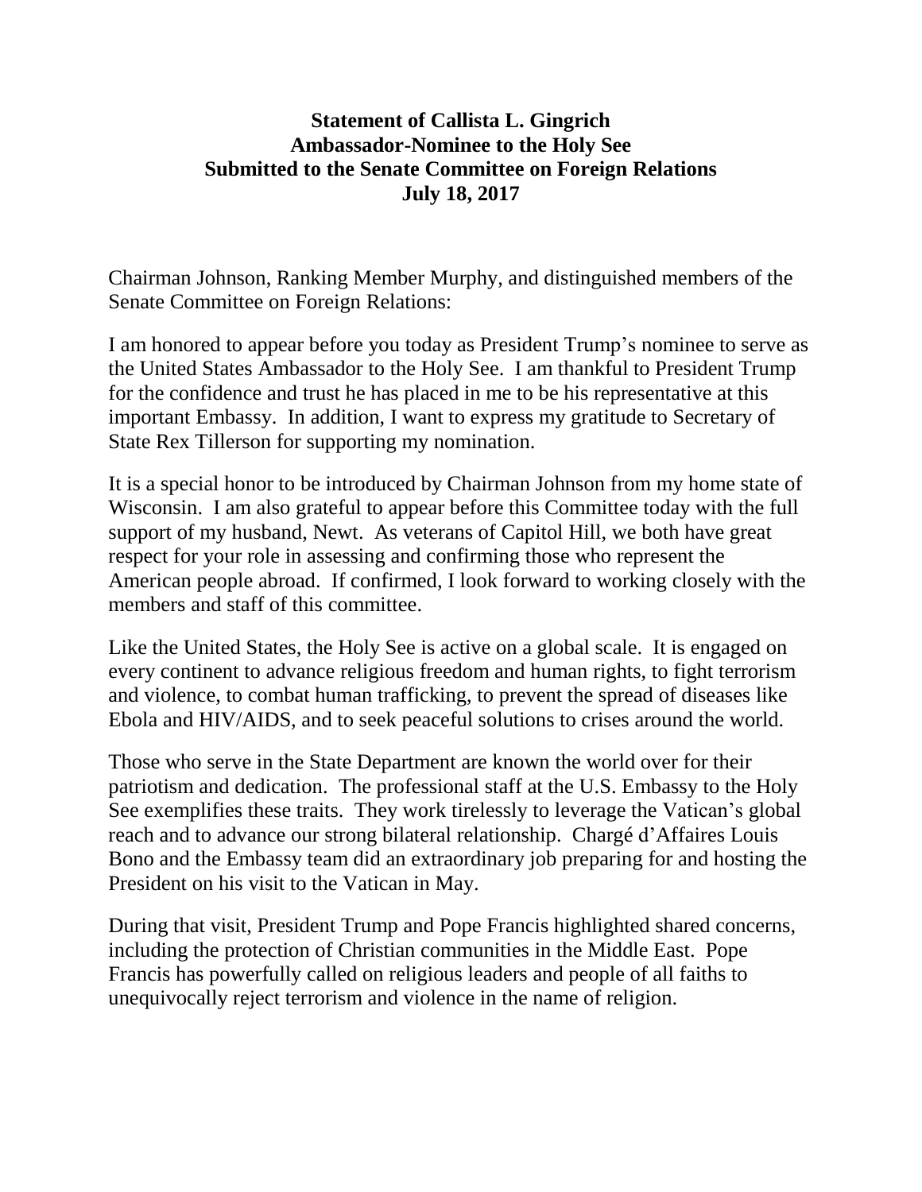**Statement of Callista L. Gingrich**
**Ambassador-Nominee to the Holy See**
**Submitted to the Senate Committee on Foreign Relations**
**July 18, 2017**

Chairman Johnson, Ranking Member Murphy, and distinguished members of the Senate Committee on Foreign Relations:

I am honored to appear before you today as President Trump's nominee to serve as the United States Ambassador to the Holy See. I am thankful to President Trump for the confidence and trust he has placed in me to be his representative at this important Embassy. In addition, I want to express my gratitude to Secretary of State Rex Tillerson for supporting my nomination.

It is a special honor to be introduced by Chairman Johnson from my home state of Wisconsin. I am also grateful to appear before this Committee today with the full support of my husband, Newt. As veterans of Capitol Hill, we both have great respect for your role in assessing and confirming those who represent the American people abroad. If confirmed, I look forward to working closely with the members and staff of this committee.

Like the United States, the Holy See is active on a global scale. It is engaged on every continent to advance religious freedom and human rights, to fight terrorism and violence, to combat human trafficking, to prevent the spread of diseases like Ebola and HIV/AIDS, and to seek peaceful solutions to crises around the world.

Those who serve in the State Department are known the world over for their patriotism and dedication. The professional staff at the U.S. Embassy to the Holy See exemplifies these traits. They work tirelessly to leverage the Vatican's global reach and to advance our strong bilateral relationship. Chargé d'Affaires Louis Bono and the Embassy team did an extraordinary job preparing for and hosting the President on his visit to the Vatican in May.

During that visit, President Trump and Pope Francis highlighted shared concerns, including the protection of Christian communities in the Middle East. Pope Francis has powerfully called on religious leaders and people of all faiths to unequivocally reject terrorism and violence in the name of religion.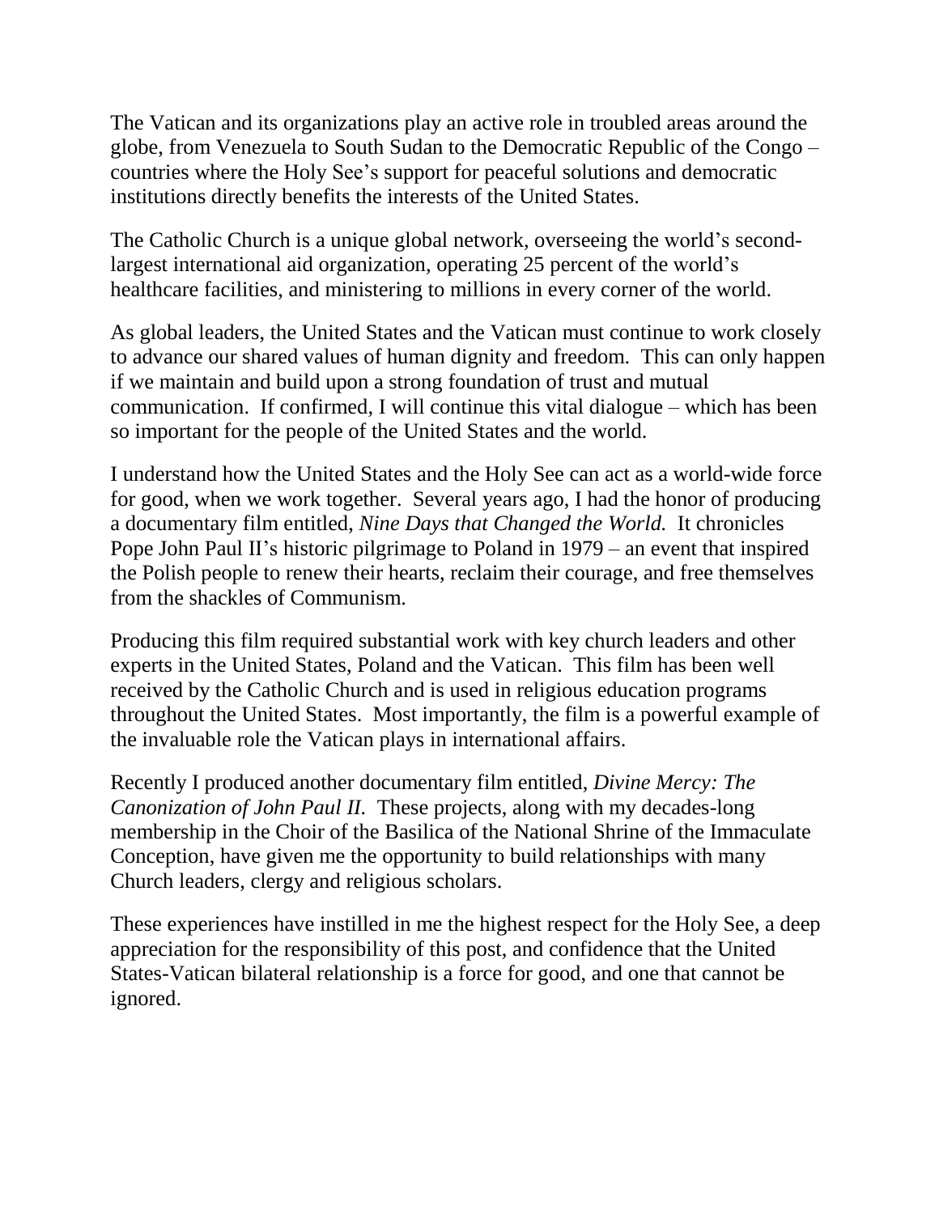The Vatican and its organizations play an active role in troubled areas around the globe, from Venezuela to South Sudan to the Democratic Republic of the Congo – countries where the Holy See's support for peaceful solutions and democratic institutions directly benefits the interests of the United States.

The Catholic Church is a unique global network, overseeing the world's second-largest international aid organization, operating 25 percent of the world's healthcare facilities, and ministering to millions in every corner of the world.

As global leaders, the United States and the Vatican must continue to work closely to advance our shared values of human dignity and freedom. This can only happen if we maintain and build upon a strong foundation of trust and mutual communication. If confirmed, I will continue this vital dialogue – which has been so important for the people of the United States and the world.

I understand how the United States and the Holy See can act as a world-wide force for good, when we work together. Several years ago, I had the honor of producing a documentary film entitled, *Nine Days that Changed the World.* It chronicles Pope John Paul II's historic pilgrimage to Poland in 1979 – an event that inspired the Polish people to renew their hearts, reclaim their courage, and free themselves from the shackles of Communism.

Producing this film required substantial work with key church leaders and other experts in the United States, Poland and the Vatican. This film has been well received by the Catholic Church and is used in religious education programs throughout the United States. Most importantly, the film is a powerful example of the invaluable role the Vatican plays in international affairs.

Recently I produced another documentary film entitled, *Divine Mercy: The Canonization of John Paul II.* These projects, along with my decades-long membership in the Choir of the Basilica of the National Shrine of the Immaculate Conception, have given me the opportunity to build relationships with many Church leaders, clergy and religious scholars.

These experiences have instilled in me the highest respect for the Holy See, a deep appreciation for the responsibility of this post, and confidence that the United States-Vatican bilateral relationship is a force for good, and one that cannot be ignored.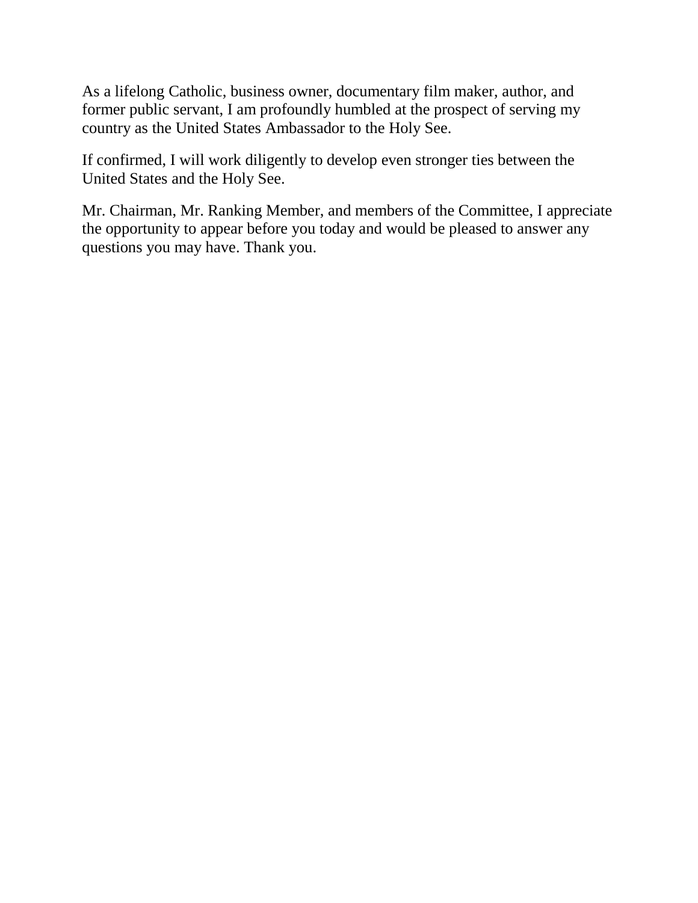As a lifelong Catholic, business owner, documentary film maker, author, and former public servant, I am profoundly humbled at the prospect of serving my country as the United States Ambassador to the Holy See.

If confirmed, I will work diligently to develop even stronger ties between the United States and the Holy See.

Mr. Chairman, Mr. Ranking Member, and members of the Committee, I appreciate the opportunity to appear before you today and would be pleased to answer any questions you may have. Thank you.